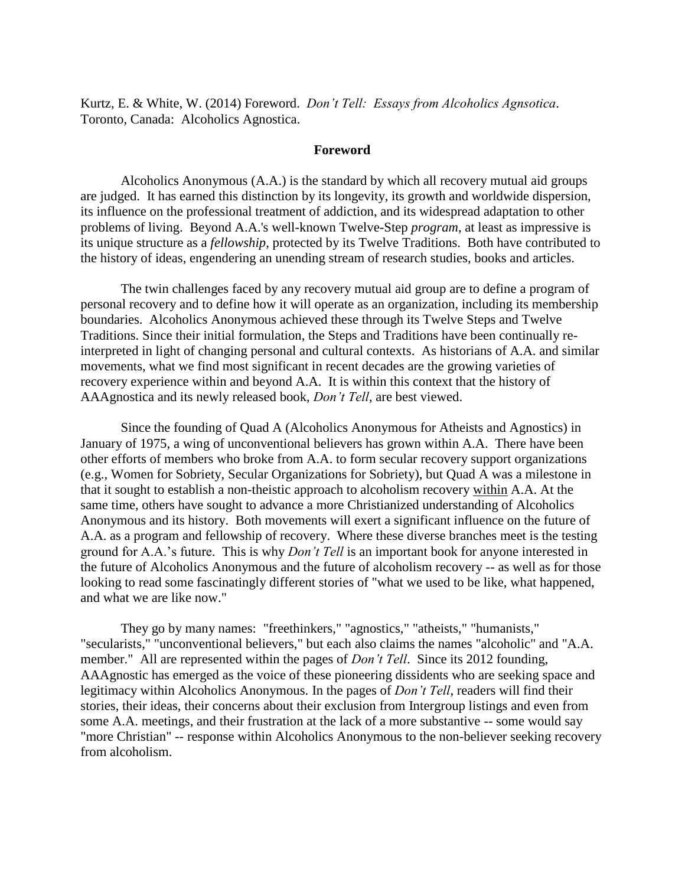Kurtz, E. & White, W. (2014) Foreword. *Don't Tell: Essays from Alcoholics Agnsotica*. Toronto, Canada: Alcoholics Agnostica.

## Foreword

Alcoholics Anonymous (A.A.) is the standard by which all recovery mutual aid groups are judged. It has earned this distinction by its longevity, its growth and worldwide dispersion, its influence on the professional treatment of addiction, and its widespread adaptation to other problems of living. Beyond A.A.'s well-known Twelve-Step *program*, at least as impressive is its unique structure as a *fellowship*, protected by its Twelve Traditions. Both have contributed to the history of ideas, engendering an unending stream of research studies, books and articles.

The twin challenges faced by any recovery mutual aid group are to define a program of personal recovery and to define how it will operate as an organization, including its membership boundaries. Alcoholics Anonymous achieved these through its Twelve Steps and Twelve Traditions. Since their initial formulation, the Steps and Traditions have been continually re-interpreted in light of changing personal and cultural contexts. As historians of A.A. and similar movements, what we find most significant in recent decades are the growing varieties of recovery experience within and beyond A.A. It is within this context that the history of AAAgnostica and its newly released book, *Don't Tell*, are best viewed.

Since the founding of Quad A (Alcoholics Anonymous for Atheists and Agnostics) in January of 1975, a wing of unconventional believers has grown within A.A. There have been other efforts of members who broke from A.A. to form secular recovery support organizations (e.g., Women for Sobriety, Secular Organizations for Sobriety), but Quad A was a milestone in that it sought to establish a non-theistic approach to alcoholism recovery <u>within</u> A.A. At the same time, others have sought to advance a more Christianized understanding of Alcoholics Anonymous and its history. Both movements will exert a significant influence on the future of A.A. as a program and fellowship of recovery. Where these diverse branches meet is the testing ground for A.A.'s future. This is why *Don't Tell* is an important book for anyone interested in the future of Alcoholics Anonymous and the future of alcoholism recovery -- as well as for those looking to read some fascinatingly different stories of "what we used to be like, what happened, and what we are like now."

They go by many names: "freethinkers," "agnostics," "atheists," "humanists," "secularists," "unconventional believers," but each also claims the names "alcoholic" and "A.A. member." All are represented within the pages of *Don't Tell*. Since its 2012 founding, AAAgnostic has emerged as the voice of these pioneering dissidents who are seeking space and legitimacy within Alcoholics Anonymous. In the pages of *Don't Tell*, readers will find their stories, their ideas, their concerns about their exclusion from Intergroup listings and even from some A.A. meetings, and their frustration at the lack of a more substantive -- some would say "more Christian" -- response within Alcoholics Anonymous to the non-believer seeking recovery from alcoholism.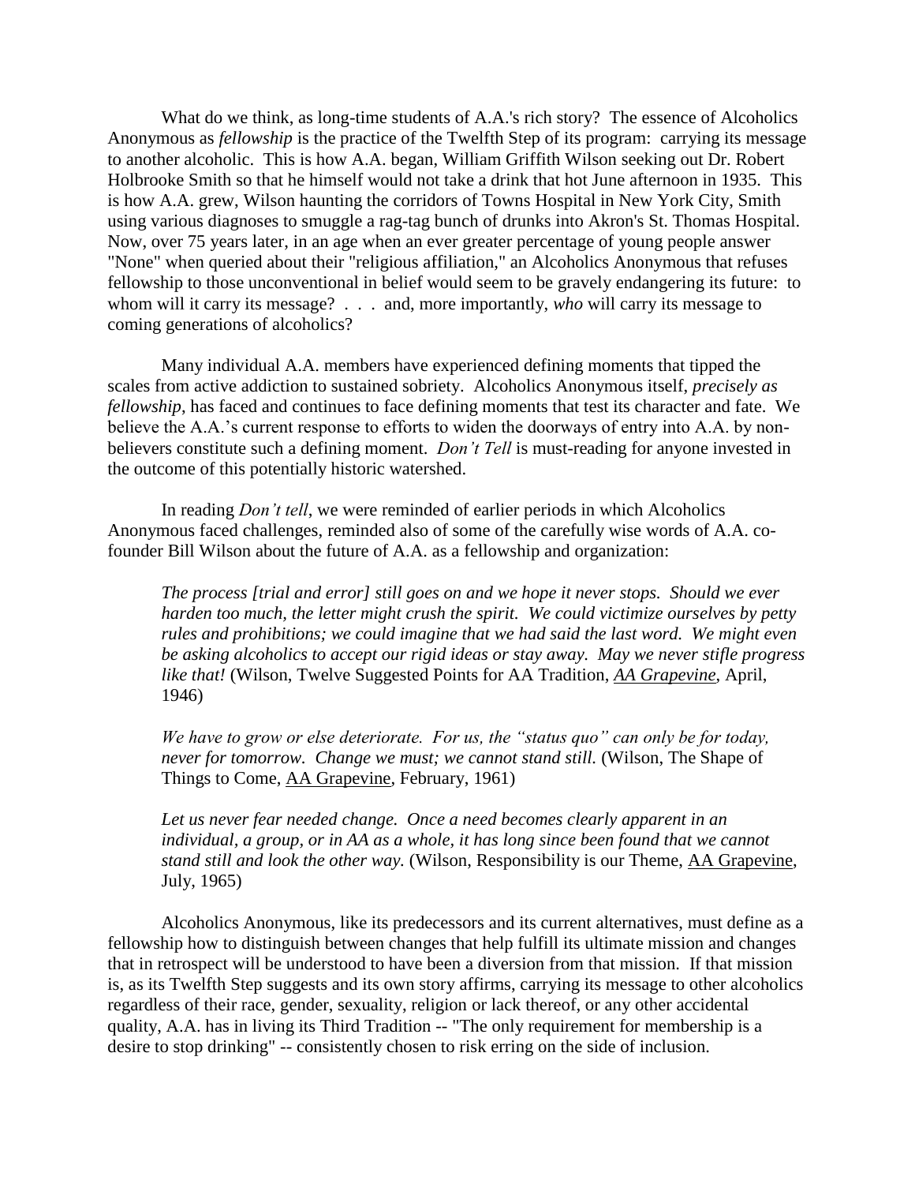What do we think, as long-time students of A.A.'s rich story? The essence of Alcoholics Anonymous as *fellowship* is the practice of the Twelfth Step of its program: carrying its message to another alcoholic. This is how A.A. began, William Griffith Wilson seeking out Dr. Robert Holbrooke Smith so that he himself would not take a drink that hot June afternoon in 1935. This is how A.A. grew, Wilson haunting the corridors of Towns Hospital in New York City, Smith using various diagnoses to smuggle a rag-tag bunch of drunks into Akron's St. Thomas Hospital. Now, over 75 years later, in an age when an ever greater percentage of young people answer "None" when queried about their "religious affiliation," an Alcoholics Anonymous that refuses fellowship to those unconventional in belief would seem to be gravely endangering its future: to whom will it carry its message? . . . and, more importantly, *who* will carry its message to coming generations of alcoholics?

Many individual A.A. members have experienced defining moments that tipped the scales from active addiction to sustained sobriety. Alcoholics Anonymous itself, *precisely as fellowship*, has faced and continues to face defining moments that test its character and fate. We believe the A.A.'s current response to efforts to widen the doorways of entry into A.A. by non-believers constitute such a defining moment. *Don't Tell* is must-reading for anyone invested in the outcome of this potentially historic watershed.

In reading *Don't tell*, we were reminded of earlier periods in which Alcoholics Anonymous faced challenges, reminded also of some of the carefully wise words of A.A. co-founder Bill Wilson about the future of A.A. as a fellowship and organization:

> *The process [trial and error] still goes on and we hope it never stops. Should we ever harden too much, the letter might crush the spirit. We could victimize ourselves by petty rules and prohibitions; we could imagine that we had said the last word. We might even be asking alcoholics to accept our rigid ideas or stay away. May we never stifle progress like that!* (Wilson, Twelve Suggested Points for AA Tradition, *AA Grapevine*, April, 1946)

> *We have to grow or else deteriorate. For us, the "status quo" can only be for today, never for tomorrow. Change we must; we cannot stand still.* (Wilson, The Shape of Things to Come, AA Grapevine, February, 1961)

> *Let us never fear needed change. Once a need becomes clearly apparent in an individual, a group, or in AA as a whole, it has long since been found that we cannot stand still and look the other way.* (Wilson, Responsibility is our Theme, AA Grapevine, July, 1965)

Alcoholics Anonymous, like its predecessors and its current alternatives, must define as a fellowship how to distinguish between changes that help fulfill its ultimate mission and changes that in retrospect will be understood to have been a diversion from that mission. If that mission is, as its Twelfth Step suggests and its own story affirms, carrying its message to other alcoholics regardless of their race, gender, sexuality, religion or lack thereof, or any other accidental quality, A.A. has in living its Third Tradition -- "The only requirement for membership is a desire to stop drinking" -- consistently chosen to risk erring on the side of inclusion.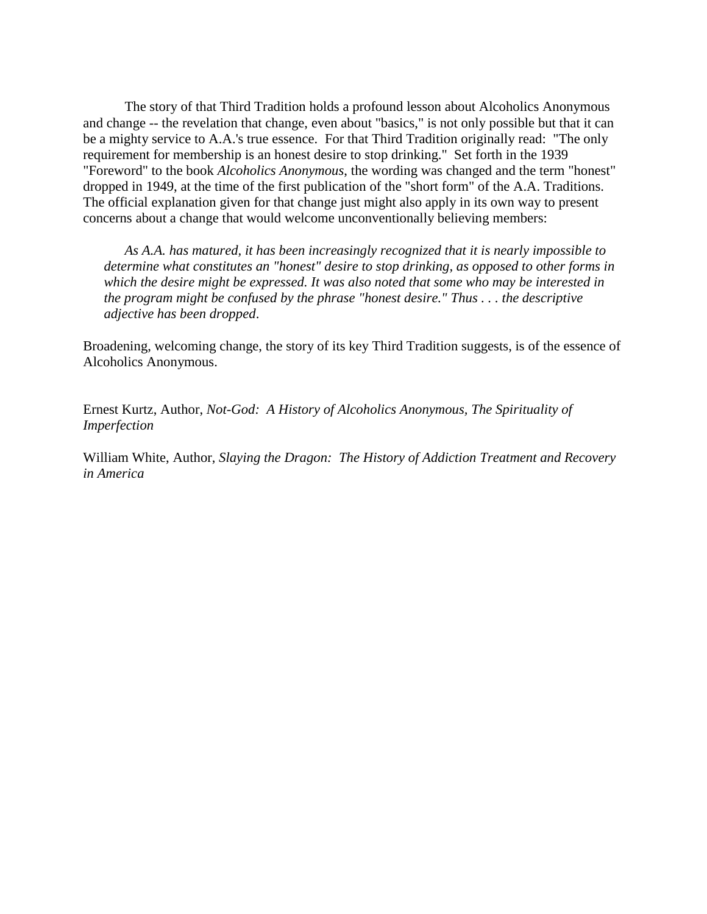The story of that Third Tradition holds a profound lesson about Alcoholics Anonymous and change -- the revelation that change, even about "basics," is not only possible but that it can be a mighty service to A.A.'s true essence. For that Third Tradition originally read: "The only requirement for membership is an honest desire to stop drinking." Set forth in the 1939 "Foreword" to the book *Alcoholics Anonymous*, the wording was changed and the term "honest" dropped in 1949, at the time of the first publication of the "short form" of the A.A. Traditions. The official explanation given for that change just might also apply in its own way to present concerns about a change that would welcome unconventionally believing members:

> *As A.A. has matured, it has been increasingly recognized that it is nearly impossible to determine what constitutes an "honest" desire to stop drinking, as opposed to other forms in which the desire might be expressed. It was also noted that some who may be interested in the program might be confused by the phrase "honest desire." Thus . . . the descriptive adjective has been dropped*.

Broadening, welcoming change, the story of its key Third Tradition suggests, is of the essence of Alcoholics Anonymous.

Ernest Kurtz, Author, *Not-God: A History of Alcoholics Anonymous, The Spirituality of Imperfection*

William White, Author, *Slaying the Dragon: The History of Addiction Treatment and Recovery in America*